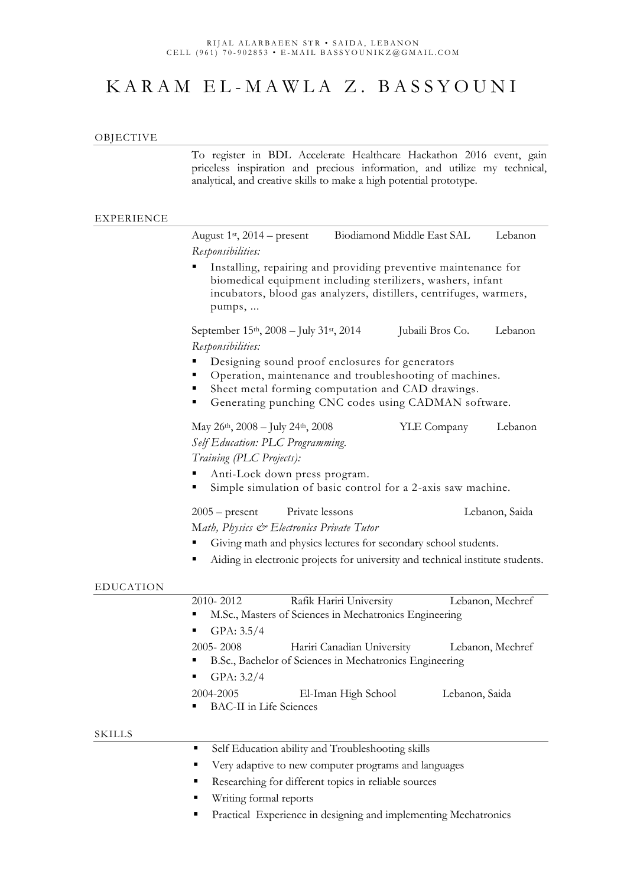RIJAL ALARBAEEN STR • SAIDA, LEBANON
CELL (961) 70-902853 • E-MAIL BASSYOUNIKZ@GMAIL.COM

# KARAM EL-MAWLA Z. BASSYOUNI

## OBJECTIVE

To register in BDL Accelerate Healthcare Hackathon 2016 event, gain priceless inspiration and precious information, and utilize my technical, analytical, and creative skills to make a high potential prototype.

## EXPERIENCE

August 1st, 2014 – present    Biodiamond Middle East SAL    Lebanon

*Responsibilities:*

- Installing, repairing and providing preventive maintenance for biomedical equipment including sterilizers, washers, infant incubators, blood gas analyzers, distillers, centrifuges, warmers, pumps, ...

September 15th, 2008 – July 31st, 2014    Jubaili Bros Co.    Lebanon

*Responsibilities:*

- Designing sound proof enclosures for generators
- Operation, maintenance and troubleshooting of machines.
- Sheet metal forming computation and CAD drawings.
- Generating punching CNC codes using CADMAN software.

May 26th, 2008 – July 24th, 2008    YLE Company    Lebanon

*Self Education: PLC Programming.*

*Training (PLC Projects):*

- Anti-Lock down press program.
- Simple simulation of basic control for a 2-axis saw machine.

2005 – present    Private lessons    Lebanon, Saida

*Math, Physics & Electronics Private Tutor*

- Giving math and physics lectures for secondary school students.
- Aiding in electronic projects for university and technical institute students.

## EDUCATION

2010- 2012    Rafik Hariri University    Lebanon, Mechref

- M.Sc., Masters of Sciences in Mechatronics Engineering
- GPA: 3.5/4

2005- 2008    Hariri Canadian University    Lebanon, Mechref

- B.Sc., Bachelor of Sciences in Mechatronics Engineering
- GPA: 3.2/4

2004-2005    El-Iman High School    Lebanon, Saida

- BAC-II in Life Sciences

## SKILLS

- Self Education ability and Troubleshooting skills
- Very adaptive to new computer programs and languages
- Researching for different topics in reliable sources
- Writing formal reports
- Practical Experience in designing and implementing Mechatronics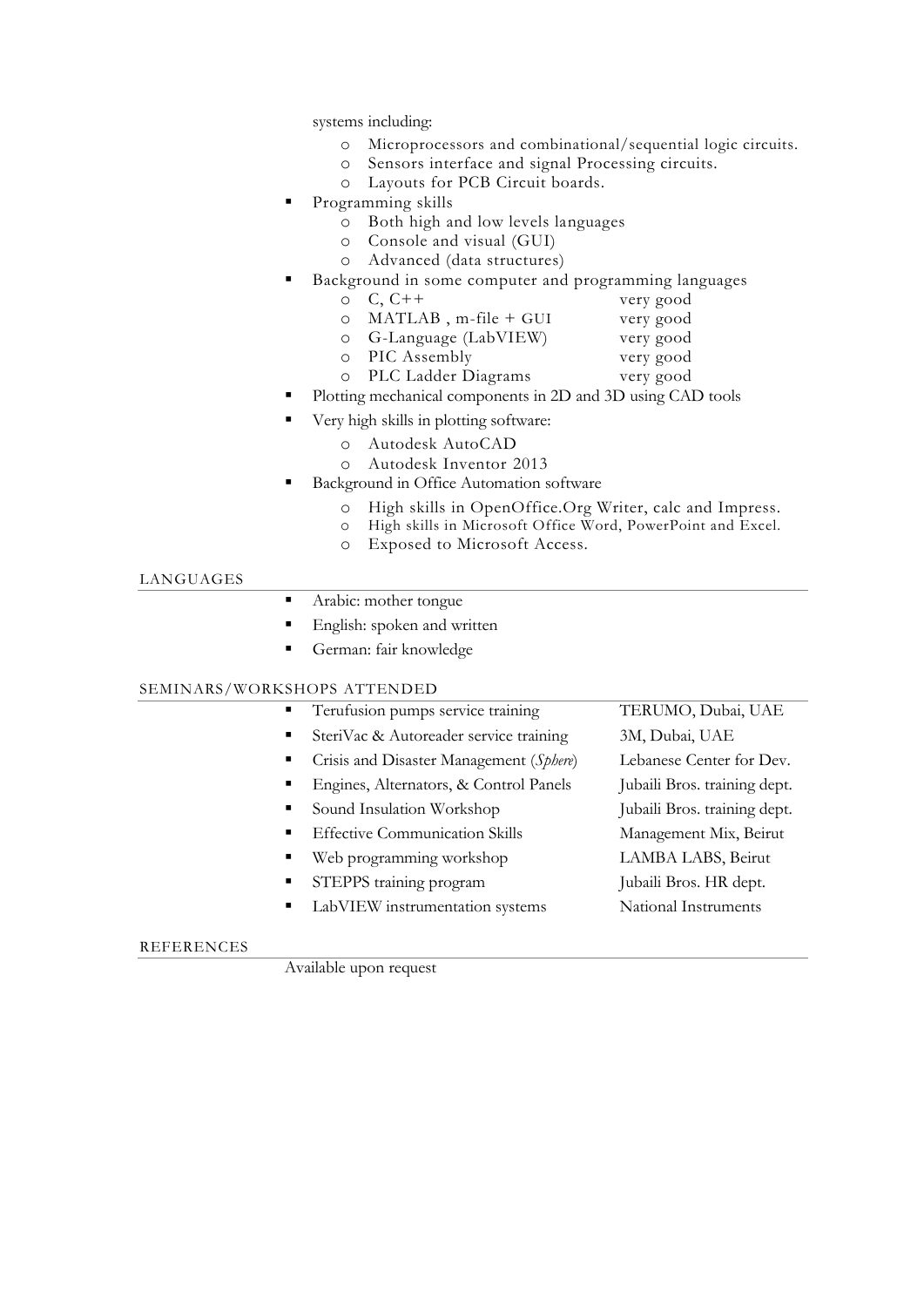systems including:

- Microprocessors and combinational/sequential logic circuits.
- Sensors interface and signal Processing circuits.
- Layouts for PCB Circuit boards.

- Programming skills
  - Both high and low levels languages
  - Console and visual (GUI)
  - Advanced (data structures)
- Background in some computer and programming languages
  - C, C++ — very good
  - MATLAB , m-file + GUI — very good
  - G-Language (LabVIEW) — very good
  - PIC Assembly — very good
  - PLC Ladder Diagrams — very good
- Plotting mechanical components in 2D and 3D using CAD tools
- Very high skills in plotting software:
  - Autodesk AutoCAD
  - Autodesk Inventor 2013
- Background in Office Automation software
  - High skills in OpenOffice.Org Writer, calc and Impress.
  - High skills in Microsoft Office Word, PowerPoint and Excel.
  - Exposed to Microsoft Access.

## LANGUAGES

- Arabic: mother tongue
- English: spoken and written
- German: fair knowledge

## SEMINARS/WORKSHOPS ATTENDED

| | |
|---|---|
| Terufusion pumps service training | TERUMO, Dubai, UAE |
| SteriVac & Autoreader service training | 3M, Dubai, UAE |
| Crisis and Disaster Management (*Sphere*) | Lebanese Center for Dev. |
| Engines, Alternators, & Control Panels | Jubaili Bros. training dept. |
| Sound Insulation Workshop | Jubaili Bros. training dept. |
| Effective Communication Skills | Management Mix, Beirut |
| Web programming workshop | LAMBA LABS, Beirut |
| STEPPS training program | Jubaili Bros. HR dept. |
| LabVIEW instrumentation systems | National Instruments |

## REFERENCES

Available upon request